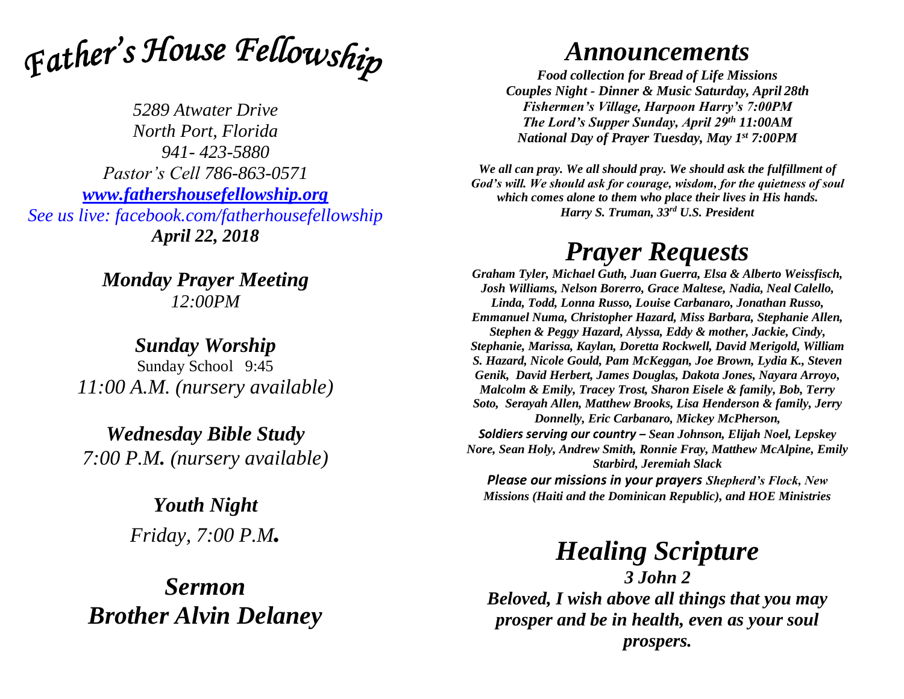# *Father's House Fellowship*

*5289 Atwater Drive*
*North Port, Florida*
*941- 423-5880*
*Pastor's Cell 786-863-0571*
*[www.fathershousefellowship.org](http://www.fathershousefellowship.org)*
*See us live: facebook.com/fatherhousefellowship*
***April 22, 2018***

***Monday Prayer Meeting***
*12:00PM*

***Sunday Worship***
Sunday School 9:45
*11:00 A.M. (nursery available)*

***Wednesday Bible Study***
*7:00 P.M. (nursery available)*

***Youth Night***
*Friday, 7:00 P.M.*

## *Sermon*
## *Brother Alvin Delaney*

# *Announcements*

***Food collection for Bread of Life Missions***
***Couples Night - Dinner & Music Saturday, April 28th***
***Fishermen's Village, Harpoon Harry's 7:00PM***
***The Lord's Supper Sunday, April 29th 11:00AM***
***National Day of Prayer Tuesday, May 1st 7:00PM***

***We all can pray. We all should pray. We should ask the fulfillment of God's will. We should ask for courage, wisdom, for the quietness of soul which comes alone to them who place their lives in His hands.***
***Harry S. Truman, 33rd U.S. President***

# *Prayer Requests*

***Graham Tyler, Michael Guth, Juan Guerra, Elsa & Alberto Weissfisch, Josh Williams, Nelson Borerro, Grace Maltese, Nadia, Neal Calello, Linda, Todd, Lonna Russo, Louise Carbanaro, Jonathan Russo, Emmanuel Numa, Christopher Hazard, Miss Barbara, Stephanie Allen, Stephen & Peggy Hazard, Alyssa, Eddy & mother, Jackie, Cindy, Stephanie, Marissa, Kaylan, Doretta Rockwell, David Merigold, William S. Hazard, Nicole Gould, Pam McKeggan, Joe Brown, Lydia K., Steven Genik, David Herbert, James Douglas, Dakota Jones, Nayara Arroyo, Malcolm & Emily, Tracey Trost, Sharon Eisele & family, Bob, Terry Soto, Serayah Allen, Matthew Brooks, Lisa Henderson & family, Jerry Donnelly, Eric Carbanaro, Mickey McPherson,***
***Soldiers serving our country – Sean Johnson, Elijah Noel, Lepskey Nore, Sean Holy, Andrew Smith, Ronnie Fray, Matthew McAlpine, Emily Starbird, Jeremiah Slack***
***Please our missions in your prayers Shepherd's Flock, New Missions (Haiti and the Dominican Republic), and HOE Ministries***

# *Healing Scripture*

***3 John 2***
***Beloved, I wish above all things that you may prosper and be in health, even as your soul prospers.***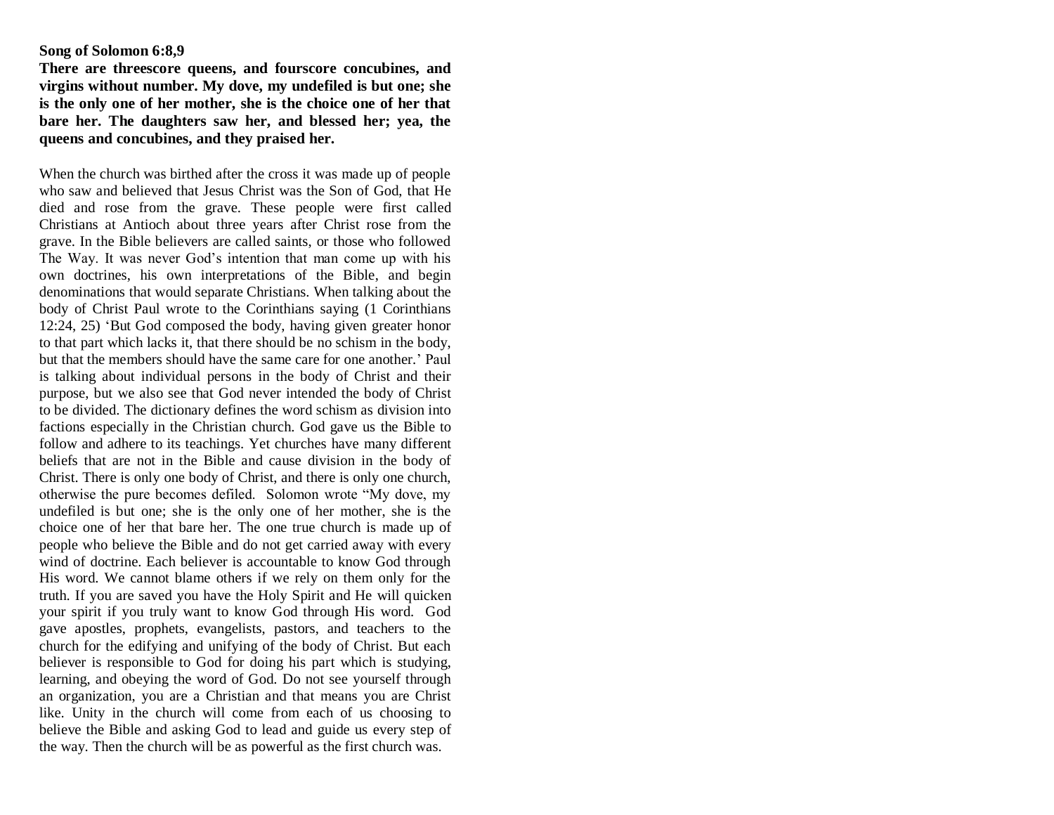**Song of Solomon 6:8,9**

**There are threescore queens, and fourscore concubines, and virgins without number. My dove, my undefiled is but one; she is the only one of her mother, she is the choice one of her that bare her. The daughters saw her, and blessed her; yea, the queens and concubines, and they praised her.**

When the church was birthed after the cross it was made up of people who saw and believed that Jesus Christ was the Son of God, that He died and rose from the grave. These people were first called Christians at Antioch about three years after Christ rose from the grave. In the Bible believers are called saints, or those who followed The Way. It was never God's intention that man come up with his own doctrines, his own interpretations of the Bible, and begin denominations that would separate Christians. When talking about the body of Christ Paul wrote to the Corinthians saying (1 Corinthians 12:24, 25) 'But God composed the body, having given greater honor to that part which lacks it, that there should be no schism in the body, but that the members should have the same care for one another.' Paul is talking about individual persons in the body of Christ and their purpose, but we also see that God never intended the body of Christ to be divided. The dictionary defines the word schism as division into factions especially in the Christian church. God gave us the Bible to follow and adhere to its teachings. Yet churches have many different beliefs that are not in the Bible and cause division in the body of Christ. There is only one body of Christ, and there is only one church, otherwise the pure becomes defiled. Solomon wrote "My dove, my undefiled is but one; she is the only one of her mother, she is the choice one of her that bare her. The one true church is made up of people who believe the Bible and do not get carried away with every wind of doctrine. Each believer is accountable to know God through His word. We cannot blame others if we rely on them only for the truth. If you are saved you have the Holy Spirit and He will quicken your spirit if you truly want to know God through His word. God gave apostles, prophets, evangelists, pastors, and teachers to the church for the edifying and unifying of the body of Christ. But each believer is responsible to God for doing his part which is studying, learning, and obeying the word of God. Do not see yourself through an organization, you are a Christian and that means you are Christ like. Unity in the church will come from each of us choosing to believe the Bible and asking God to lead and guide us every step of the way. Then the church will be as powerful as the first church was.